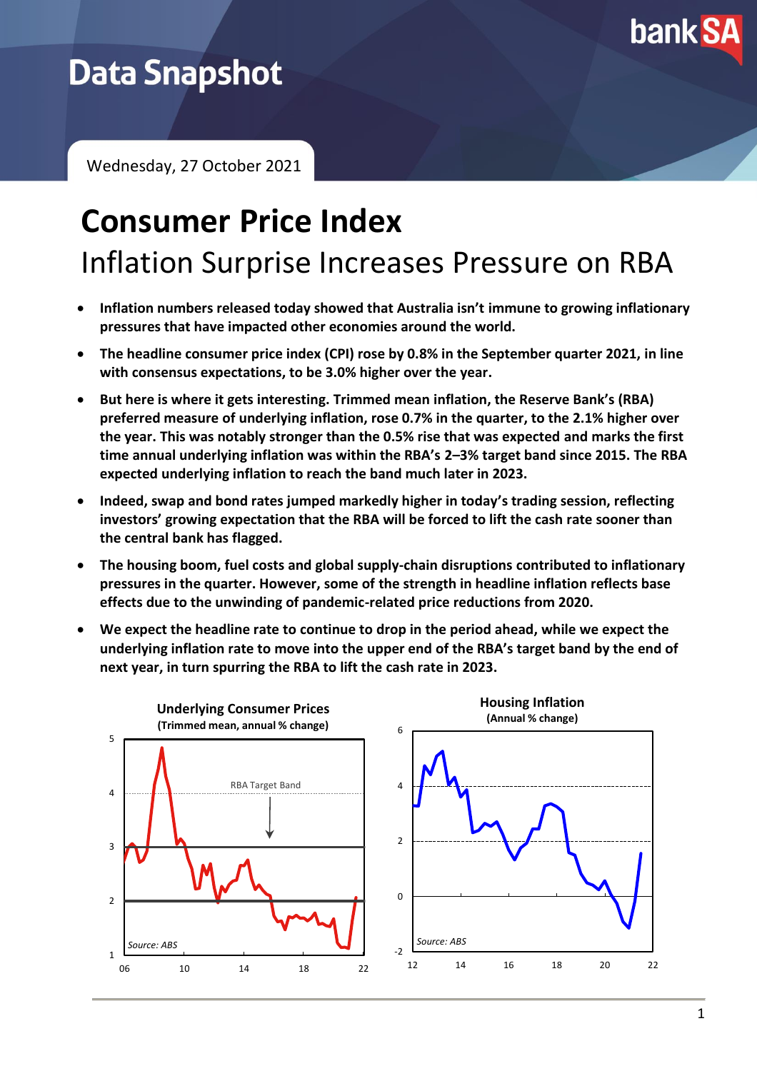Data Snapshot

Wednesday, 27 October 2021

# Consumer Price Index

## Inflation Surprise Increases Pressure on RBA

- **Inflation numbers released today showed that Australia isn't immune to growing inflationary pressures that have impacted other economies around the world.**
- **The headline consumer price index (CPI) rose by 0.8% in the September quarter 2021, in line with consensus expectations, to be 3.0% higher over the year.**
- **But here is where it gets interesting. Trimmed mean inflation, the Reserve Bank's (RBA) preferred measure of underlying inflation, rose 0.7% in the quarter, to the 2.1% higher over the year. This was notably stronger than the 0.5% rise that was expected and marks the first time annual underlying inflation was within the RBA's 2–3% target band since 2015. The RBA expected underlying inflation to reach the band much later in 2023.**
- **Indeed, swap and bond rates jumped markedly higher in today's trading session, reflecting investors' growing expectation that the RBA will be forced to lift the cash rate sooner than the central bank has flagged.**
- **The housing boom, fuel costs and global supply-chain disruptions contributed to inflationary pressures in the quarter. However, some of the strength in headline inflation reflects base effects due to the unwinding of pandemic-related price reductions from 2020.**
- **We expect the headline rate to continue to drop in the period ahead, while we expect the underlying inflation rate to move into the upper end of the RBA's target band by the end of next year, in turn spurring the RBA to lift the cash rate in 2023.**

**Underlying Consumer Prices**
**(Trimmed mean, annual % change)**

Source: ABS

**Housing Inflation**
**(Annual % change)**

Source: ABS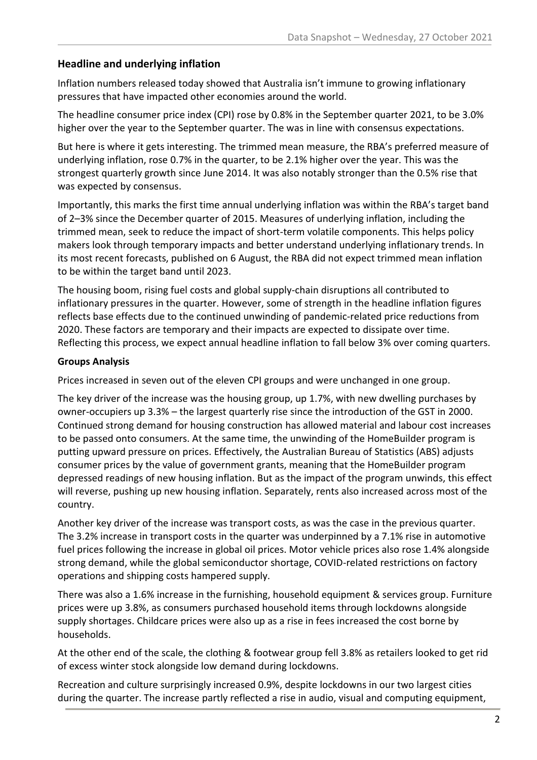## Headline and underlying inflation

Inflation numbers released today showed that Australia isn't immune to growing inflationary pressures that have impacted other economies around the world.

The headline consumer price index (CPI) rose by 0.8% in the September quarter 2021, to be 3.0% higher over the year to the September quarter. The was in line with consensus expectations.

But here is where it gets interesting. The trimmed mean measure, the RBA's preferred measure of underlying inflation, rose 0.7% in the quarter, to be 2.1% higher over the year. This was the strongest quarterly growth since June 2014. It was also notably stronger than the 0.5% rise that was expected by consensus.

Importantly, this marks the first time annual underlying inflation was within the RBA's target band of 2–3% since the December quarter of 2015. Measures of underlying inflation, including the trimmed mean, seek to reduce the impact of short-term volatile components. This helps policy makers look through temporary impacts and better understand underlying inflationary trends. In its most recent forecasts, published on 6 August, the RBA did not expect trimmed mean inflation to be within the target band until 2023.

The housing boom, rising fuel costs and global supply-chain disruptions all contributed to inflationary pressures in the quarter. However, some of strength in the headline inflation figures reflects base effects due to the continued unwinding of pandemic-related price reductions from 2020. These factors are temporary and their impacts are expected to dissipate over time. Reflecting this process, we expect annual headline inflation to fall below 3% over coming quarters.

### Groups Analysis

Prices increased in seven out of the eleven CPI groups and were unchanged in one group.

The key driver of the increase was the housing group, up 1.7%, with new dwelling purchases by owner-occupiers up 3.3% – the largest quarterly rise since the introduction of the GST in 2000. Continued strong demand for housing construction has allowed material and labour cost increases to be passed onto consumers. At the same time, the unwinding of the HomeBuilder program is putting upward pressure on prices. Effectively, the Australian Bureau of Statistics (ABS) adjusts consumer prices by the value of government grants, meaning that the HomeBuilder program depressed readings of new housing inflation. But as the impact of the program unwinds, this effect will reverse, pushing up new housing inflation. Separately, rents also increased across most of the country.

Another key driver of the increase was transport costs, as was the case in the previous quarter. The 3.2% increase in transport costs in the quarter was underpinned by a 7.1% rise in automotive fuel prices following the increase in global oil prices. Motor vehicle prices also rose 1.4% alongside strong demand, while the global semiconductor shortage, COVID-related restrictions on factory operations and shipping costs hampered supply.

There was also a 1.6% increase in the furnishing, household equipment & services group. Furniture prices were up 3.8%, as consumers purchased household items through lockdowns alongside supply shortages. Childcare prices were also up as a rise in fees increased the cost borne by households.

At the other end of the scale, the clothing & footwear group fell 3.8% as retailers looked to get rid of excess winter stock alongside low demand during lockdowns.

Recreation and culture surprisingly increased 0.9%, despite lockdowns in our two largest cities during the quarter. The increase partly reflected a rise in audio, visual and computing equipment,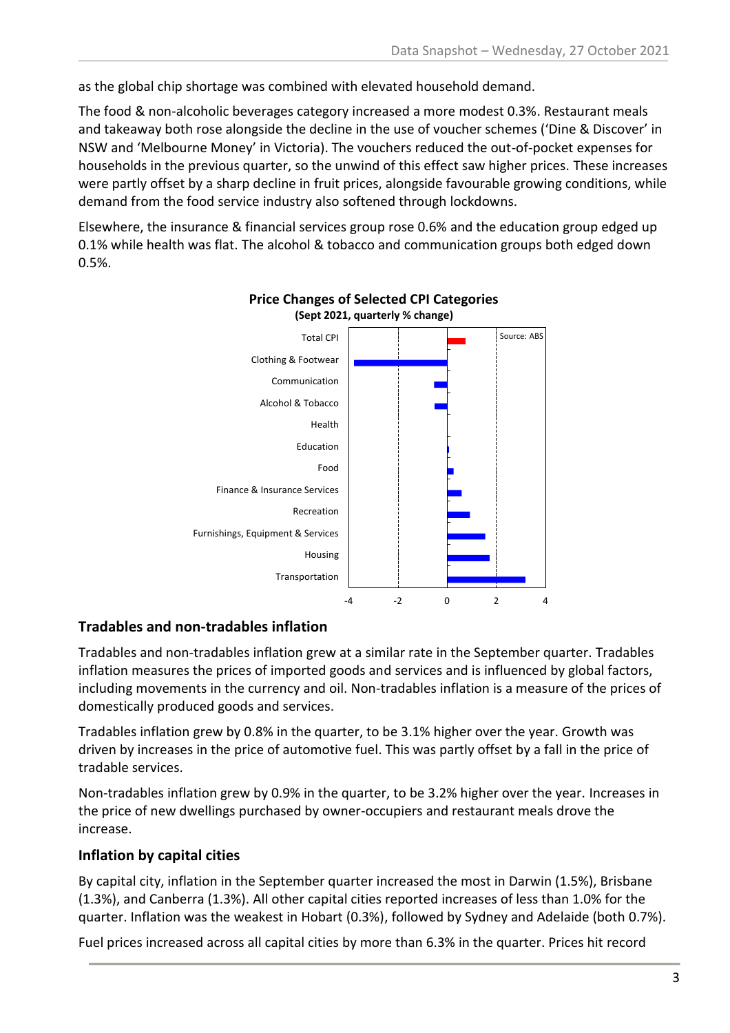as the global chip shortage was combined with elevated household demand.

The food & non-alcoholic beverages category increased a more modest 0.3%. Restaurant meals and takeaway both rose alongside the decline in the use of voucher schemes (‘Dine & Discover’ in NSW and ‘Melbourne Money’ in Victoria). The vouchers reduced the out-of-pocket expenses for households in the previous quarter, so the unwind of this effect saw higher prices. These increases were partly offset by a sharp decline in fruit prices, alongside favourable growing conditions, while demand from the food service industry also softened through lockdowns.

Elsewhere, the insurance & financial services group rose 0.6% and the education group edged up 0.1% while health was flat. The alcohol & tobacco and communication groups both edged down 0.5%.

**Price Changes of Selected CPI Categories**
**(Sept 2021, quarterly % change)**

Total CPI, Clothing & Footwear, Communication, Alcohol & Tobacco, Health, Education, Food, Finance & Insurance Services, Recreation, Furnishings, Equipment & Services, Housing, Transportation

Source: ABS

## Tradables and non-tradables inflation

Tradables and non-tradables inflation grew at a similar rate in the September quarter. Tradables inflation measures the prices of imported goods and services and is influenced by global factors, including movements in the currency and oil. Non-tradables inflation is a measure of the prices of domestically produced goods and services.

Tradables inflation grew by 0.8% in the quarter, to be 3.1% higher over the year. Growth was driven by increases in the price of automotive fuel. This was partly offset by a fall in the price of tradable services.

Non-tradables inflation grew by 0.9% in the quarter, to be 3.2% higher over the year. Increases in the price of new dwellings purchased by owner-occupiers and restaurant meals drove the increase.

## Inflation by capital cities

By capital city, inflation in the September quarter increased the most in Darwin (1.5%), Brisbane (1.3%), and Canberra (1.3%). All other capital cities reported increases of less than 1.0% for the quarter. Inflation was the weakest in Hobart (0.3%), followed by Sydney and Adelaide (both 0.7%).

Fuel prices increased across all capital cities by more than 6.3% in the quarter. Prices hit record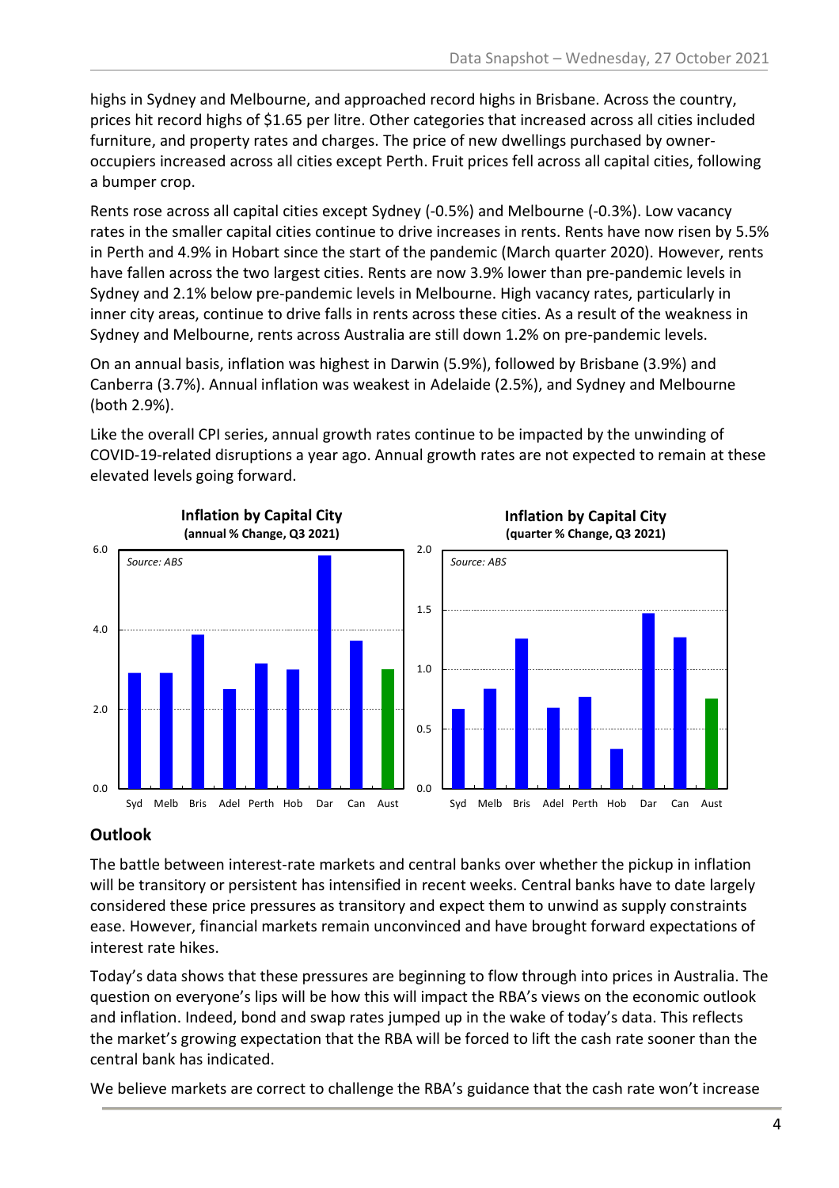highs in Sydney and Melbourne, and approached record highs in Brisbane. Across the country, prices hit record highs of $1.65 per litre. Other categories that increased across all cities included furniture, and property rates and charges. The price of new dwellings purchased by owner-occupiers increased across all cities except Perth. Fruit prices fell across all capital cities, following a bumper crop.

Rents rose across all capital cities except Sydney (-0.5%) and Melbourne (-0.3%). Low vacancy rates in the smaller capital cities continue to drive increases in rents. Rents have now risen by 5.5% in Perth and 4.9% in Hobart since the start of the pandemic (March quarter 2020). However, rents have fallen across the two largest cities. Rents are now 3.9% lower than pre-pandemic levels in Sydney and 2.1% below pre-pandemic levels in Melbourne. High vacancy rates, particularly in inner city areas, continue to drive falls in rents across these cities. As a result of the weakness in Sydney and Melbourne, rents across Australia are still down 1.2% on pre-pandemic levels.

On an annual basis, inflation was highest in Darwin (5.9%), followed by Brisbane (3.9%) and Canberra (3.7%). Annual inflation was weakest in Adelaide (2.5%), and Sydney and Melbourne (both 2.9%).

Like the overall CPI series, annual growth rates continue to be impacted by the unwinding of COVID-19-related disruptions a year ago. Annual growth rates are not expected to remain at these elevated levels going forward.

**Inflation by Capital City**
**(annual % Change, Q3 2021)**

*Source: ABS*

**Inflation by Capital City**
**(quarter % Change, Q3 2021)**

*Source: ABS*

## Outlook

The battle between interest-rate markets and central banks over whether the pickup in inflation will be transitory or persistent has intensified in recent weeks. Central banks have to date largely considered these price pressures as transitory and expect them to unwind as supply constraints ease. However, financial markets remain unconvinced and have brought forward expectations of interest rate hikes.

Today's data shows that these pressures are beginning to flow through into prices in Australia. The question on everyone's lips will be how this will impact the RBA's views on the economic outlook and inflation. Indeed, bond and swap rates jumped up in the wake of today's data. This reflects the market's growing expectation that the RBA will be forced to lift the cash rate sooner than the central bank has indicated.

We believe markets are correct to challenge the RBA's guidance that the cash rate won't increase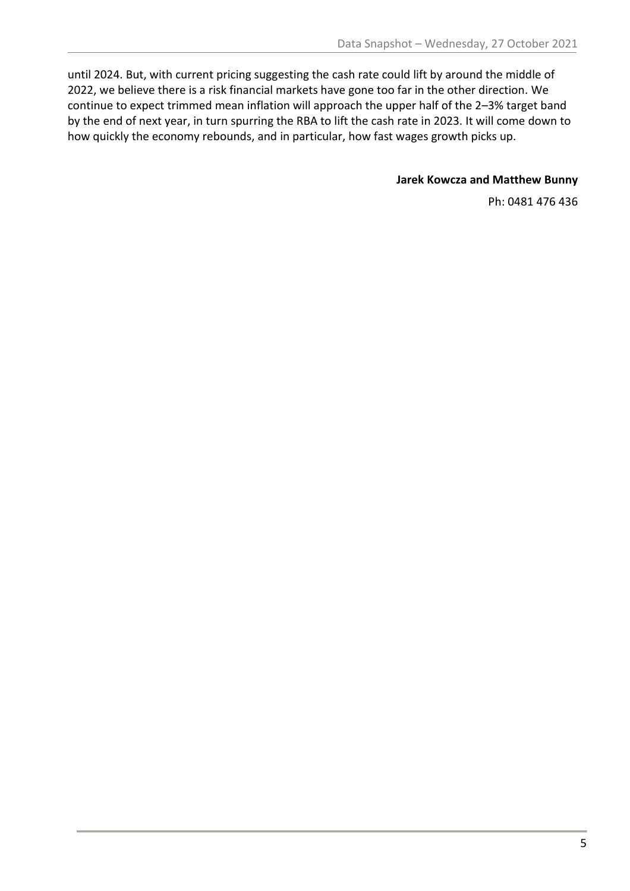until 2024. But, with current pricing suggesting the cash rate could lift by around the middle of 2022, we believe there is a risk financial markets have gone too far in the other direction. We continue to expect trimmed mean inflation will approach the upper half of the 2–3% target band by the end of next year, in turn spurring the RBA to lift the cash rate in 2023. It will come down to how quickly the economy rebounds, and in particular, how fast wages growth picks up.

**Jarek Kowcza and Matthew Bunny**

Ph: 0481 476 436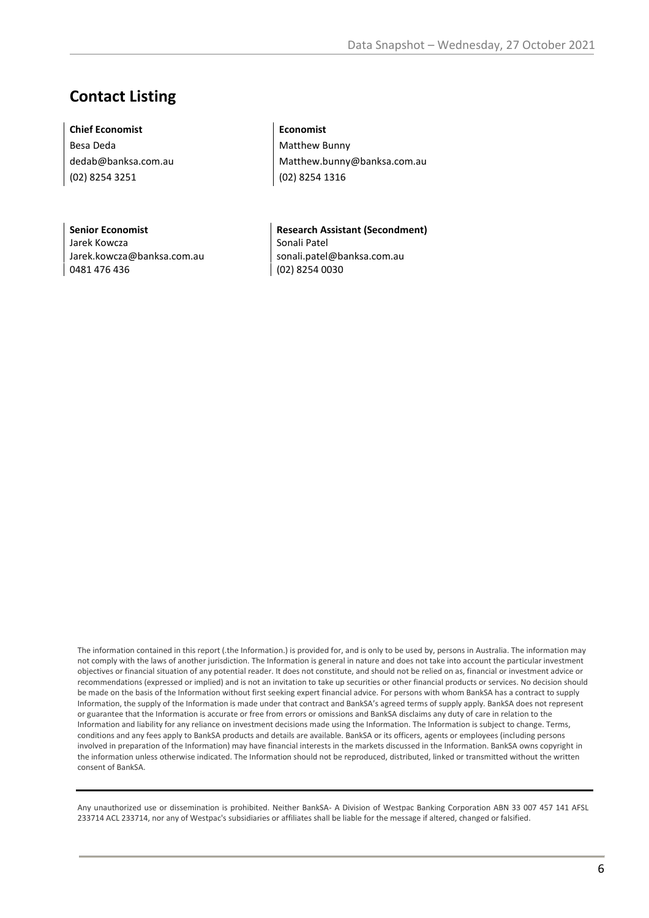## Contact Listing

**Chief Economist**
Besa Deda
dedab@banksa.com.au
(02) 8254 3251

**Economist**
Matthew Bunny
Matthew.bunny@banksa.com.au
(02) 8254 1316

**Senior Economist**
Jarek Kowcza
Jarek.kowcza@banksa.com.au
0481 476 436

**Research Assistant (Secondment)**
Sonali Patel
sonali.patel@banksa.com.au
(02) 8254 0030

The information contained in this report (.the Information.) is provided for, and is only to be used by, persons in Australia. The information may not comply with the laws of another jurisdiction. The Information is general in nature and does not take into account the particular investment objectives or financial situation of any potential reader. It does not constitute, and should not be relied on as, financial or investment advice or recommendations (expressed or implied) and is not an invitation to take up securities or other financial products or services. No decision should be made on the basis of the Information without first seeking expert financial advice. For persons with whom BankSA has a contract to supply Information, the supply of the Information is made under that contract and BankSA's agreed terms of supply apply. BankSA does not represent or guarantee that the Information is accurate or free from errors or omissions and BankSA disclaims any duty of care in relation to the Information and liability for any reliance on investment decisions made using the Information. The Information is subject to change. Terms, conditions and any fees apply to BankSA products and details are available. BankSA or its officers, agents or employees (including persons involved in preparation of the Information) may have financial interests in the markets discussed in the Information. BankSA owns copyright in the information unless otherwise indicated. The Information should not be reproduced, distributed, linked or transmitted without the written consent of BankSA.

Any unauthorized use or dissemination is prohibited. Neither BankSA- A Division of Westpac Banking Corporation ABN 33 007 457 141 AFSL 233714 ACL 233714, nor any of Westpac's subsidiaries or affiliates shall be liable for the message if altered, changed or falsified.